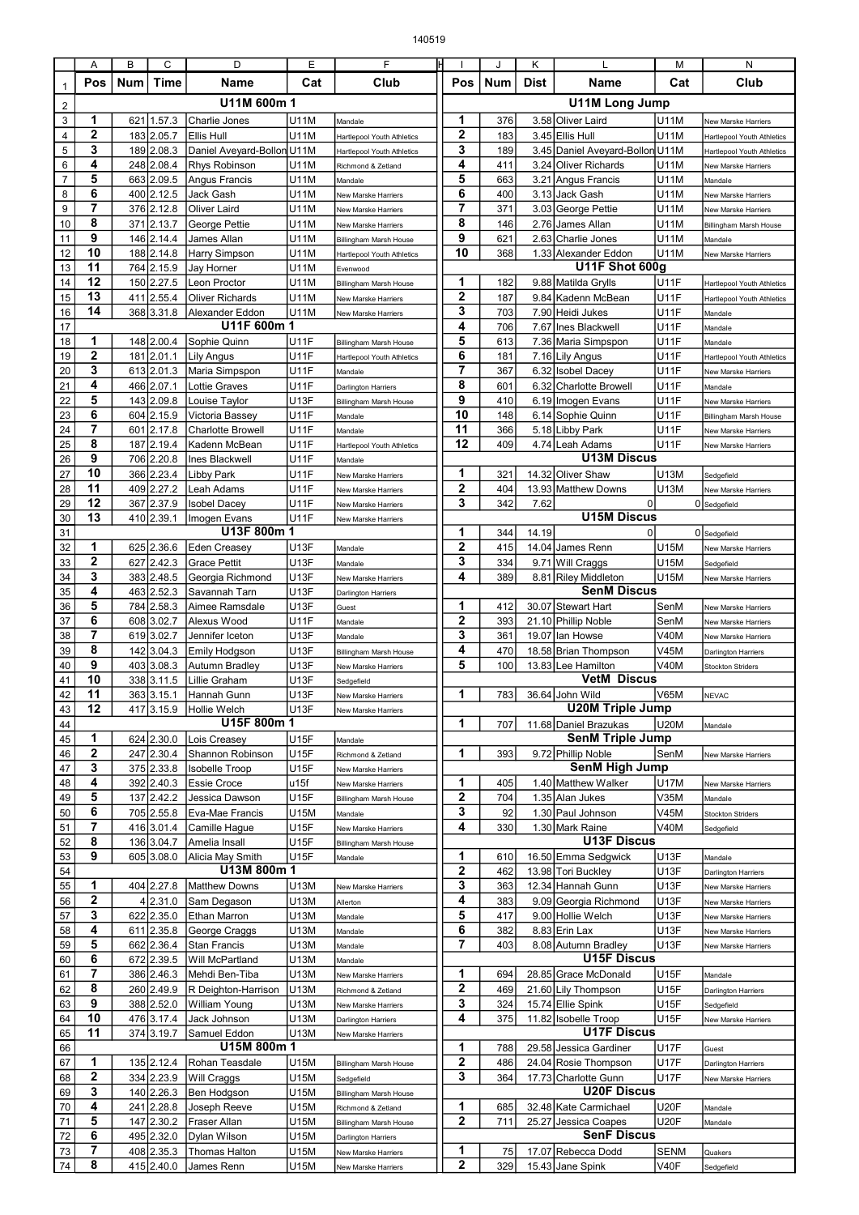140519

| Pos | Num | Time | Name | Cat | Club |
|---|---|---|---|---|---|
| **U11M 600m 1** | | | | | |
| 1 | 621 | 1.57.3 | Charlie Jones | U11M | Mandale |
| 2 | 183 | 2.05.7 | Ellis Hull | U11M | Hartlepool Youth Athletics |
| 3 | 189 | 2.08.3 | Daniel Aveyard-Bollon | U11M | Hartlepool Youth Athletics |
| 4 | 248 | 2.08.4 | Rhys Robinson | U11M | Richmond & Zetland |
| 5 | 663 | 2.09.5 | Angus Francis | U11M | Mandale |
| 6 | 400 | 2.12.5 | Jack Gash | U11M | New Marske Harriers |
| 7 | 376 | 2.12.8 | Oliver Laird | U11M | New Marske Harriers |
| 8 | 371 | 2.13.7 | George Pettie | U11M | New Marske Harriers |
| 9 | 146 | 2.14.4 | James Allan | U11M | Billingham Marsh House |
| 10 | 188 | 2.14.8 | Harry Simpson | U11M | Hartlepool Youth Athletics |
| 11 | 764 | 2.15.9 | Jay Horner | U11M | Evenwood |
| 12 | 150 | 2.27.5 | Leon Proctor | U11M | Billingham Marsh House |
| 13 | 411 | 2.55.4 | Oliver Richards | U11M | New Marske Harriers |
| 14 | 368 | 3.31.8 | Alexander Eddon | U11M | New Marske Harriers |
| **U11F 600m 1** | | | | | |
| 1 | 148 | 2.00.4 | Sophie Quinn | U11F | Billingham Marsh House |
| 2 | 181 | 2.01.1 | Lily Angus | U11F | Hartlepool Youth Athletics |
| 3 | 613 | 2.01.3 | Maria Simpson | U11F | Mandale |
| 4 | 466 | 2.07.1 | Lottie Graves | U11F | Darlington Harriers |
| 5 | 143 | 2.09.8 | Louise Taylor | U13F | Billingham Marsh House |
| 6 | 604 | 2.15.9 | Victoria Bassey | U11F | Mandale |
| 7 | 601 | 2.17.8 | Charlotte Browell | U11F | Mandale |
| 8 | 187 | 2.19.4 | Kadenn McBean | U11F | Hartlepool Youth Athletics |
| 9 | 706 | 2.20.8 | Ines Blackwell | U11F | Mandale |
| 10 | 366 | 2.23.4 | Libby Park | U11F | New Marske Harriers |
| 11 | 409 | 2.27.2 | Leah Adams | U11F | New Marske Harriers |
| 12 | 367 | 2.37.9 | Isobel Dacey | U11F | New Marske Harriers |
| 13 | 410 | 2.39.1 | Imogen Evans | U11F | New Marske Harriers |
| **U13F 800m 1** | | | | | |
| 1 | 625 | 2.36.6 | Eden Creasey | U13F | Mandale |
| 2 | 627 | 2.42.3 | Grace Pettit | U13F | Mandale |
| 3 | 383 | 2.48.5 | Georgia Richmond | U13F | New Marske Harriers |
| 4 | 463 | 2.52.3 | Savannah Tarn | U13F | Darlington Harriers |
| 5 | 784 | 2.58.3 | Aimee Ramsdale | U13F | Guest |
| 6 | 608 | 3.02.7 | Alexus Wood | U11F | Mandale |
| 7 | 619 | 3.02.7 | Jennifer Iceton | U13F | Mandale |
| 8 | 142 | 3.04.3 | Emily Hodgson | U13F | Billingham Marsh House |
| 9 | 403 | 3.08.3 | Autumn Bradley | U13F | New Marske Harriers |
| 10 | 338 | 3.11.5 | Lillie Graham | U13F | Sedgefield |
| 11 | 363 | 3.15.1 | Hannah Gunn | U13F | New Marske Harriers |
| 12 | 417 | 3.15.9 | Hollie Welch | U13F | New Marske Harriers |
| **U15F 800m 1** | | | | | |
| 1 | 624 | 2.30.0 | Lois Creasey | U15F | Mandale |
| 2 | 247 | 2.30.4 | Shannon Robinson | U15F | Richmond & Zetland |
| 3 | 375 | 2.33.8 | Isobelle Troop | U15F | New Marske Harriers |
| 4 | 392 | 2.40.3 | Essie Croce | u15f | New Marske Harriers |
| 5 | 137 | 2.42.2 | Jessica Dawson | U15F | Billingham Marsh House |
| 6 | 705 | 2.55.8 | Eva-Mae Francis | U15M | Mandale |
| 7 | 416 | 3.01.4 | Camille Hague | U15F | New Marske Harriers |
| 8 | 136 | 3.04.7 | Amelia Insall | U15F | Billingham Marsh House |
| 9 | 605 | 3.08.0 | Alicia May Smith | U15F | Mandale |
| **U13M 800m 1** | | | | | |
| 1 | 404 | 2.27.8 | Matthew Downs | U13M | New Marske Harriers |
| 2 | 4 | 2.31.0 | Sam Degason | U13M | Allerton |
| 3 | 622 | 2.35.0 | Ethan Marron | U13M | Mandale |
| 4 | 611 | 2.35.8 | George Craggs | U13M | Mandale |
| 5 | 662 | 2.36.4 | Stan Francis | U13M | Mandale |
| 6 | 672 | 2.39.5 | Will McPartland | U13M | Mandale |
| 7 | 386 | 2.46.3 | Mehdi Ben-Tiba | U13M | New Marske Harriers |
| 8 | 260 | 2.49.9 | R Deighton-Harrison | U13M | Richmond & Zetland |
| 9 | 388 | 2.52.0 | William Young | U13M | New Marske Harriers |
| 10 | 476 | 3.17.4 | Jack Johnson | U13M | Darlington Harriers |
| 11 | 374 | 3.19.7 | Samuel Eddon | U13M | New Marske Harriers |
| **U15M 800m 1** | | | | | |
| 1 | 135 | 2.12.4 | Rohan Teasdale | U15M | Billingham Marsh House |
| 2 | 334 | 2.23.9 | Will Craggs | U15M | Sedgefield |
| 3 | 140 | 2.26.3 | Ben Hodgson | U15M | Billingham Marsh House |
| 4 | 241 | 2.28.8 | Joseph Reeve | U15M | Richmond & Zetland |
| 5 | 147 | 2.30.2 | Fraser Allan | U15M | Billingham Marsh House |
| 6 | 495 | 2.32.0 | Dylan Wilson | U15M | Darlington Harriers |
| 7 | 408 | 2.35.3 | Thomas Halton | U15M | New Marske Harriers |
| 8 | 415 | 2.40.0 | James Renn | U15M | New Marske Harriers |

| Pos | Num | Dist | Name | Cat | Club |
|---|---|---|---|---|---|
| **U11M Long Jump** | | | | | |
| 1 | 376 | 3.58 | Oliver Laird | U11M | New Marske Harriers |
| 2 | 183 | 3.45 | Ellis Hull | U11M | Hartlepool Youth Athletics |
| 3 | 189 | 3.45 | Daniel Aveyard-Bollon | U11M | Hartlepool Youth Athletics |
| 4 | 411 | 3.24 | Oliver Richards | U11M | New Marske Harriers |
| 5 | 663 | 3.21 | Angus Francis | U11M | Mandale |
| 6 | 400 | 3.13 | Jack Gash | U11M | New Marske Harriers |
| 7 | 371 | 3.03 | George Pettie | U11M | New Marske Harriers |
| 8 | 146 | 2.76 | James Allan | U11M | Billingham Marsh House |
| 9 | 621 | 2.63 | Charlie Jones | U11M | Mandale |
| 10 | 368 | 1.33 | Alexander Eddon | U11M | New Marske Harriers |
| **U11F Shot 600g** | | | | | |
| 1 | 182 | 9.88 | Matilda Grylls | U11F | Hartlepool Youth Athletics |
| 2 | 187 | 9.84 | Kadenn McBean | U11F | Hartlepool Youth Athletics |
| 3 | 703 | 7.90 | Heidi Jukes | U11F | Mandale |
| 4 | 706 | 7.67 | Ines Blackwell | U11F | Mandale |
| 5 | 613 | 7.36 | Maria Simpson | U11F | Mandale |
| 6 | 181 | 7.16 | Lily Angus | U11F | Hartlepool Youth Athletics |
| 7 | 367 | 6.32 | Isobel Dacey | U11F | New Marske Harriers |
| 8 | 601 | 6.32 | Charlotte Browell | U11F | Mandale |
| 9 | 410 | 6.19 | Imogen Evans | U11F | New Marske Harriers |
| 10 | 148 | 6.14 | Sophie Quinn | U11F | Billingham Marsh House |
| 11 | 366 | 5.18 | Libby Park | U11F | New Marske Harriers |
| 12 | 409 | 4.74 | Leah Adams | U11F | New Marske Harriers |
| **U13M Discus** | | | | | |
| 1 | 321 | 14.32 | Oliver Shaw | U13M | Sedgefield |
| 2 | 404 | 13.93 | Matthew Downs | U13M | New Marske Harriers |
| 3 | 342 | 7.62 | 0 | | 0 Sedgefield |
| **U15M Discus** | | | | | |
| 1 | 344 | 14.19 | 0 | | 0 Sedgefield |
| 2 | 415 | 14.04 | James Renn | U15M | New Marske Harriers |
| 3 | 334 | 9.71 | Will Craggs | U15M | Sedgefield |
| 4 | 389 | 8.81 | Riley Middleton | U15M | New Marske Harriers |
| **SenM Discus** | | | | | |
| 1 | 412 | 30.07 | Stewart Hart | SenM | New Marske Harriers |
| 2 | 393 | 21.10 | Phillip Noble | SenM | New Marske Harriers |
| 3 | 361 | 19.07 | Ian Howse | V40M | New Marske Harriers |
| 4 | 470 | 18.58 | Brian Thompson | V45M | Darlington Harriers |
| 5 | 100 | 13.83 | Lee Hamilton | V40M | Stockton Striders |
| **VetM Discus** | | | | | |
| 1 | 783 | 36.64 | John Wild | V65M | NEVAC |
| **U20M Triple Jump** | | | | | |
| 1 | 707 | 11.68 | Daniel Brazukas | U20M | Mandale |
| **SenM Triple Jump** | | | | | |
| 1 | 393 | 9.72 | Phillip Noble | SenM | New Marske Harriers |
| **SenM High Jump** | | | | | |
| 1 | 405 | 1.40 | Matthew Walker | U17M | New Marske Harriers |
| 2 | 704 | 1.35 | Alan Jukes | V35M | Mandale |
| 3 | 92 | 1.30 | Paul Johnson | V45M | Stockton Striders |
| 4 | 330 | 1.30 | Mark Raine | V40M | Sedgefield |
| **U13F Discus** | | | | | |
| 1 | 610 | 16.50 | Emma Sedgwick | U13F | Mandale |
| 2 | 462 | 13.98 | Tori Buckley | U13F | Darlington Harriers |
| 3 | 363 | 12.34 | Hannah Gunn | U13F | New Marske Harriers |
| 4 | 383 | 9.09 | Georgia Richmond | U13F | New Marske Harriers |
| 5 | 417 | 9.00 | Hollie Welch | U13F | New Marske Harriers |
| 6 | 382 | 8.83 | Erin Lax | U13F | New Marske Harriers |
| 7 | 403 | 8.08 | Autumn Bradley | U13F | New Marske Harriers |
| **U15F Discus** | | | | | |
| 1 | 694 | 28.85 | Grace McDonald | U15F | Mandale |
| 2 | 469 | 21.60 | Lily Thompson | U15F | Darlington Harriers |
| 3 | 324 | 15.74 | Ellie Spink | U15F | Sedgefield |
| 4 | 375 | 11.82 | Isobelle Troop | U15F | New Marske Harriers |
| **U17F Discus** | | | | | |
| 1 | 788 | 29.58 | Jessica Gardiner | U17F | Guest |
| 2 | 486 | 24.04 | Rosie Thompson | U17F | Darlington Harriers |
| 3 | 364 | 17.73 | Charlotte Gunn | U17F | New Marske Harriers |
| **U20F Discus** | | | | | |
| 1 | 685 | 32.48 | Kate Carmichael | U20F | Mandale |
| 2 | 711 | 25.27 | Jessica Coapes | U20F | Mandale |
| **SenF Discus** | | | | | |
| 1 | 75 | 17.07 | Rebecca Dodd | SENM | Quakers |
| 2 | 329 | 15.43 | Jane Spink | V40F | Sedgefield |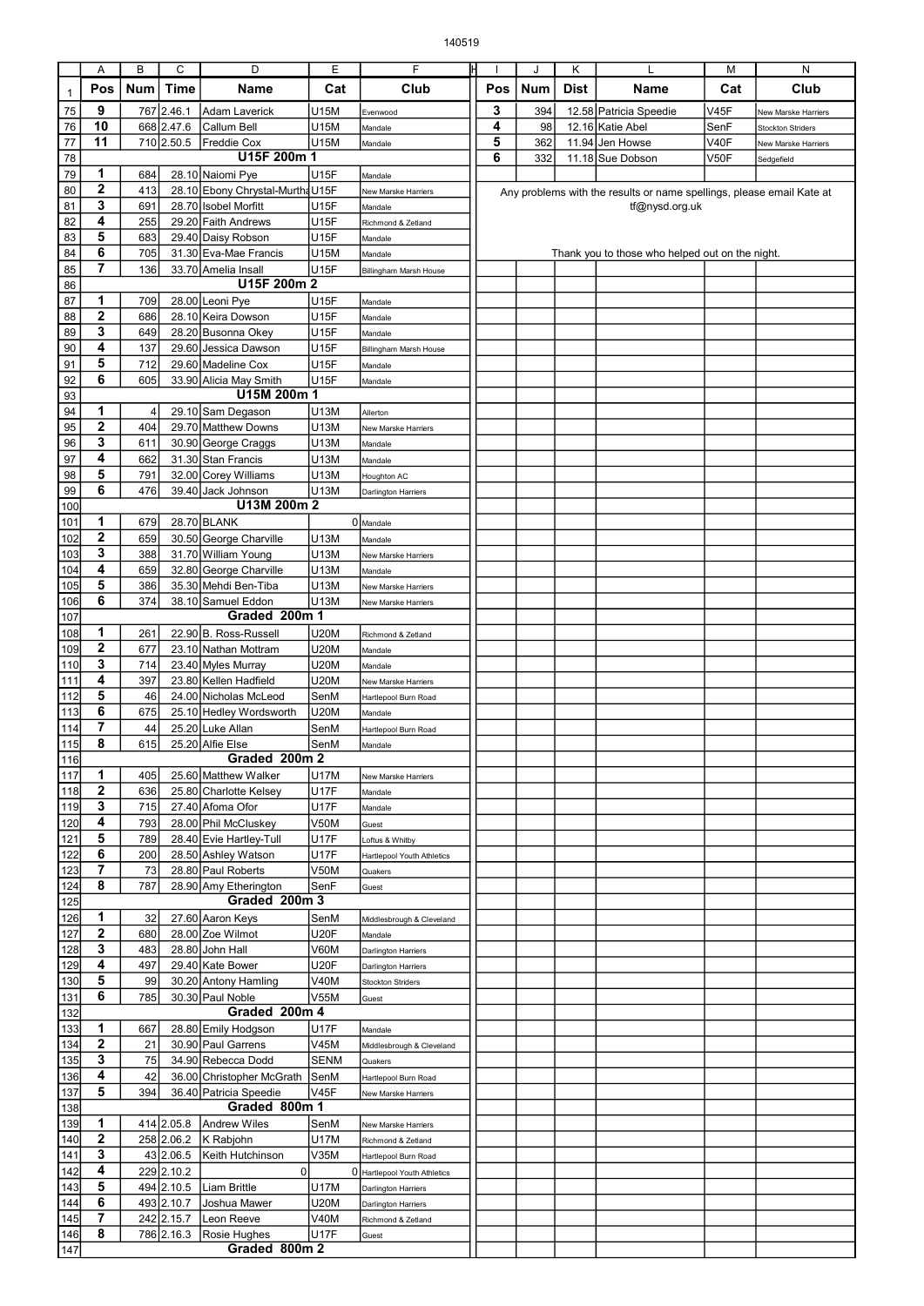140519

| Pos | Num | Time | Name | Cat | Club |
|---|---|---|---|---|---|
| 9 | 767 | 2.46.1 | Adam Laverick | U15M | Evenwood |
| 10 | 668 | 2.47.6 | Callum Bell | U15M | Mandale |
| 11 | 710 | 2.50.5 | Freddie Cox | U15M | Mandale |
| | | | **U15F 200m 1** | | |
| 1 | 684 | 28.10 | Naiomi Pye | U15F | Mandale |
| 2 | 413 | 28.10 | Ebony Chrystal-Murtha | U15F | New Marske Harriers |
| 3 | 691 | 28.70 | Isobel Morfitt | U15F | Mandale |
| 4 | 255 | 29.20 | Faith Andrews | U15F | Richmond & Zetland |
| 5 | 683 | 29.40 | Daisy Robson | U15F | Mandale |
| 6 | 705 | 31.30 | Eva-Mae Francis | U15M | Mandale |
| 7 | 136 | 33.70 | Amelia Insall | U15F | Billingham Marsh House |
| | | | **U15F 200m 2** | | |
| 1 | 709 | 28.00 | Leoni Pye | U15F | Mandale |
| 2 | 686 | 28.10 | Keira Dowson | U15F | Mandale |
| 3 | 649 | 28.20 | Busonna Okey | U15F | Mandale |
| 4 | 137 | 29.60 | Jessica Dawson | U15F | Billingham Marsh House |
| 5 | 712 | 29.60 | Madeline Cox | U15F | Mandale |
| 6 | 605 | 33.90 | Alicia May Smith | U15F | Mandale |
| | | | **U15M 200m 1** | | |
| 1 | 4 | 29.10 | Sam Degason | U13M | Allerton |
| 2 | 404 | 29.70 | Matthew Downs | U13M | New Marske Harriers |
| 3 | 611 | 30.90 | George Craggs | U13M | Mandale |
| 4 | 662 | 31.30 | Stan Francis | U13M | Mandale |
| 5 | 791 | 32.00 | Corey Williams | U13M | Houghton AC |
| 6 | 476 | 39.40 | Jack Johnson | U13M | Darlington Harriers |
| | | | **U13M 200m 2** | | |
| 1 | 679 | 28.70 | BLANK | 0 | Mandale |
| 2 | 659 | 30.50 | George Charville | U13M | Mandale |
| 3 | 388 | 31.70 | William Young | U13M | New Marske Harriers |
| 4 | 659 | 32.80 | George Charville | U13M | Mandale |
| 5 | 386 | 35.30 | Mehdi Ben-Tiba | U13M | New Marske Harriers |
| 6 | 374 | 38.10 | Samuel Eddon | U13M | New Marske Harriers |
| | | | **Graded 200m 1** | | |
| 1 | 261 | 22.90 | B. Ross-Russell | U20M | Richmond & Zetland |
| 2 | 677 | 23.10 | Nathan Mottram | U20M | Mandale |
| 3 | 714 | 23.40 | Myles Murray | U20M | Mandale |
| 4 | 397 | 23.80 | Kellen Hadfield | U20M | New Marske Harriers |
| 5 | 46 | 24.00 | Nicholas McLeod | SenM | Hartlepool Burn Road |
| 6 | 675 | 25.10 | Hedley Wordsworth | U20M | Mandale |
| 7 | 44 | 25.20 | Luke Allan | SenM | Hartlepool Burn Road |
| 8 | 615 | 25.20 | Alfie Else | SenM | Mandale |
| | | | **Graded 200m 2** | | |
| 1 | 405 | 25.60 | Matthew Walker | U17M | New Marske Harriers |
| 2 | 636 | 25.80 | Charlotte Kelsey | U17F | Mandale |
| 3 | 715 | 27.40 | Afoma Ofor | U17F | Mandale |
| 4 | 793 | 28.00 | Phil McCluskey | V50M | Guest |
| 5 | 789 | 28.40 | Evie Hartley-Tull | U17F | Loftus & Whitby |
| 6 | 200 | 28.50 | Ashley Watson | U17F | Hartlepool Youth Athletics |
| 7 | 73 | 28.80 | Paul Roberts | V50M | Quakers |
| 8 | 787 | 28.90 | Amy Etherington | SenF | Guest |
| | | | **Graded 200m 3** | | |
| 1 | 32 | 27.60 | Aaron Keys | SenM | Middlesbrough & Cleveland |
| 2 | 680 | 28.00 | Zoe Wilmot | U20F | Mandale |
| 3 | 483 | 28.80 | John Hall | V60M | Darlington Harriers |
| 4 | 497 | 29.40 | Kate Bower | U20F | Darlington Harriers |
| 5 | 99 | 30.20 | Antony Hamling | V40M | Stockton Striders |
| 6 | 785 | 30.30 | Paul Noble | V55M | Guest |
| | | | **Graded 200m 4** | | |
| 1 | 667 | 28.80 | Emily Hodgson | U17F | Mandale |
| 2 | 21 | 30.90 | Paul Garrens | V45M | Middlesbrough & Cleveland |
| 3 | 75 | 34.90 | Rebecca Dodd | SENM | Quakers |
| 4 | 42 | 36.00 | Christopher McGrath | SenM | Hartlepool Burn Road |
| 5 | 394 | 36.40 | Patricia Speedie | V45F | New Marske Harriers |
| | | | **Graded 800m 1** | | |
| 1 | 414 | 2.05.8 | Andrew Wiles | SenM | New Marske Harriers |
| 2 | 258 | 2.06.2 | K Rabjohn | U17M | Richmond & Zetland |
| 3 | 43 | 2.06.5 | Keith Hutchinson | V35M | Hartlepool Burn Road |
| 4 | 229 | 2.10.2 | 0 | 0 | Hartlepool Youth Athletics |
| 5 | 494 | 2.10.5 | Liam Brittle | U17M | Darlington Harriers |
| 6 | 493 | 2.10.7 | Joshua Mawer | U20M | Darlington Harriers |
| 7 | 242 | 2.15.7 | Leon Reeve | V40M | Richmond & Zetland |
| 8 | 786 | 2.16.3 | Rosie Hughes | U17F | Guest |
| | | | **Graded 800m 2** | | |

| Pos | Num | Dist | Name | Cat | Club |
|---|---|---|---|---|---|
| 3 | 394 | 12.58 | Patricia Speedie | V45F | New Marske Harriers |
| 4 | 98 | 12.16 | Katie Abel | SenF | Stockton Striders |
| 5 | 362 | 11.94 | Jen Howse | V40F | New Marske Harriers |
| 6 | 332 | 11.18 | Sue Dobson | V50F | Sedgefield |

Any problems with the results or name spellings, please email Kate at tf@nysd.org.uk

Thank you to those who helped out on the night.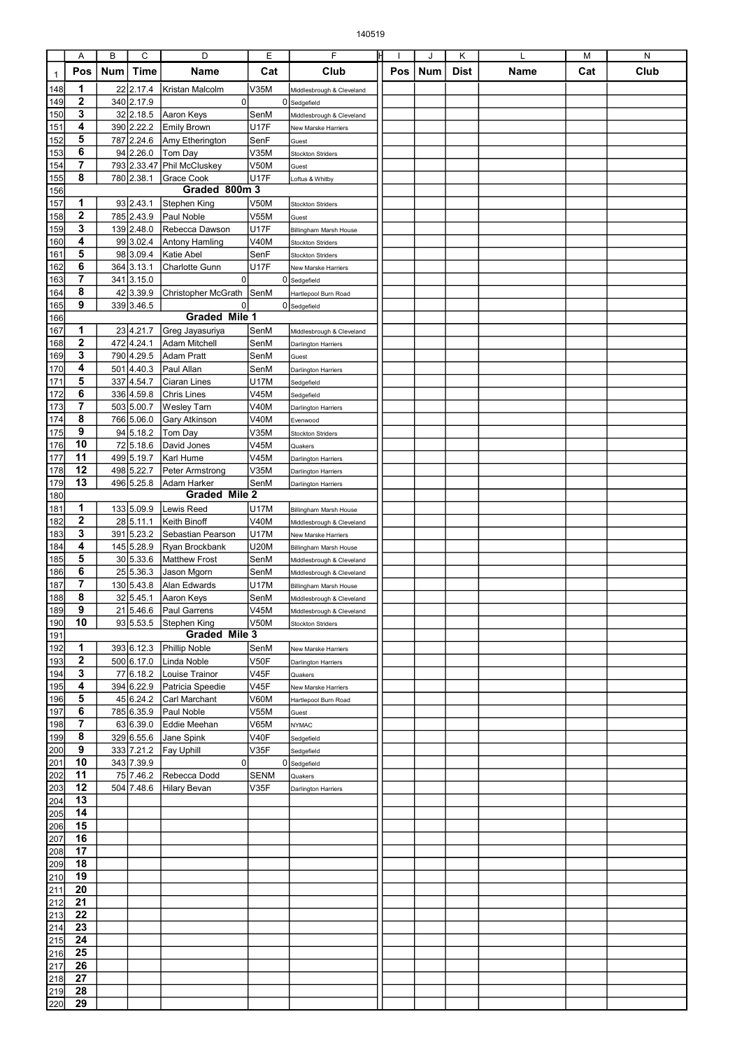| | A | B | C | D | E | F | H | I | J | K | L | M | N |
|---|---|---|---|---|---|---|---|---|---|---|---|---|---|
| 1 | **Pos** | **Num** | **Time** | **Name** | **Cat** | **Club** | | **Pos** | **Num** | **Dist** | **Name** | **Cat** | **Club** |
| 148 | **1** | 22 | 2.17.4 | Kristan Malcolm | V35M | Middlesbrough & Cleveland | | | | | | | |
| 149 | **2** | 340 | 2.17.9 | 0 | | 0 Sedgefield | | | | | | | |
| 150 | **3** | 32 | 2.18.5 | Aaron Keys | SenM | Middlesbrough & Cleveland | | | | | | | |
| 151 | **4** | 390 | 2.22.2 | Emily Brown | U17F | New Marske Harriers | | | | | | | |
| 152 | **5** | 787 | 2.24.6 | Amy Etherington | SenF | Guest | | | | | | | |
| 153 | **6** | 94 | 2.26.0 | Tom Day | V35M | Stockton Striders | | | | | | | |
| 154 | **7** | 793 | 2.33.47 | Phil McCluskey | V50M | Guest | | | | | | | |
| 155 | **8** | 780 | 2.38.1 | Grace Cook | U17F | Loftus & Whitby | | | | | | | |
| 156 | | | | **Graded 800m 3** | | | | | | | | | |
| 157 | **1** | 93 | 2.43.1 | Stephen King | V50M | Stockton Striders | | | | | | | |
| 158 | **2** | 785 | 2.43.9 | Paul Noble | V55M | Guest | | | | | | | |
| 159 | **3** | 139 | 2.48.0 | Rebecca Dawson | U17F | Billingham Marsh House | | | | | | | |
| 160 | **4** | 99 | 3.02.4 | Antony Hamling | V40M | Stockton Striders | | | | | | | |
| 161 | **5** | 98 | 3.09.4 | Katie Abel | SenF | Stockton Striders | | | | | | | |
| 162 | **6** | 364 | 3.13.1 | Charlotte Gunn | U17F | New Marske Harriers | | | | | | | |
| 163 | **7** | 341 | 3.15.0 | 0 | | 0 Sedgefield | | | | | | | |
| 164 | **8** | 42 | 3.39.9 | Christopher McGrath | SenM | Hartlepool Burn Road | | | | | | | |
| 165 | **9** | 339 | 3.46.5 | 0 | | 0 Sedgefield | | | | | | | |
| 166 | | | | **Graded Mile 1** | | | | | | | | | |
| 167 | **1** | 23 | 4.21.7 | Greg Jayasuriya | SenM | Middlesbrough & Cleveland | | | | | | | |
| 168 | **2** | 472 | 4.24.1 | Adam Mitchell | SenM | Darlington Harriers | | | | | | | |
| 169 | **3** | 790 | 4.29.5 | Adam Pratt | SenM | Guest | | | | | | | |
| 170 | **4** | 501 | 4.40.3 | Paul Allan | SenM | Darlington Harriers | | | | | | | |
| 171 | **5** | 337 | 4.54.7 | Ciaran Lines | U17M | Sedgefield | | | | | | | |
| 172 | **6** | 336 | 4.59.8 | Chris Lines | V45M | Sedgefield | | | | | | | |
| 173 | **7** | 503 | 5.00.7 | Wesley Tarn | V40M | Darlington Harriers | | | | | | | |
| 174 | **8** | 766 | 5.06.0 | Gary Atkinson | V40M | Evenwood | | | | | | | |
| 175 | **9** | 94 | 5.18.2 | Tom Day | V35M | Stockton Striders | | | | | | | |
| 176 | **10** | 72 | 5.18.6 | David Jones | V45M | Quakers | | | | | | | |
| 177 | **11** | 499 | 5.19.7 | Karl Hume | V45M | Darlington Harriers | | | | | | | |
| 178 | **12** | 498 | 5.22.7 | Peter Armstrong | V35M | Darlington Harriers | | | | | | | |
| 179 | **13** | 496 | 5.25.8 | Adam Harker | SenM | Darlington Harriers | | | | | | | |
| 180 | | | | **Graded Mile 2** | | | | | | | | | |
| 181 | **1** | 133 | 5.09.9 | Lewis Reed | U17M | Billingham Marsh House | | | | | | | |
| 182 | **2** | 28 | 5.11.1 | Keith Binoff | V40M | Middlesbrough & Cleveland | | | | | | | |
| 183 | **3** | 391 | 5.23.2 | Sebastian Pearson | U17M | New Marske Harriers | | | | | | | |
| 184 | **4** | 145 | 5.28.9 | Ryan Brockbank | U20M | Billingham Marsh House | | | | | | | |
| 185 | **5** | 30 | 5.33.6 | Matthew Frost | SenM | Middlesbrough & Cleveland | | | | | | | |
| 186 | **6** | 25 | 5.36.3 | Jason Mgorn | SenM | Middlesbrough & Cleveland | | | | | | | |
| 187 | **7** | 130 | 5.43.8 | Alan Edwards | U17M | Billingham Marsh House | | | | | | | |
| 188 | **8** | 32 | 5.45.1 | Aaron Keys | SenM | Middlesbrough & Cleveland | | | | | | | |
| 189 | **9** | 21 | 5.46.6 | Paul Garrens | V45M | Middlesbrough & Cleveland | | | | | | | |
| 190 | **10** | 93 | 5.53.5 | Stephen King | V50M | Stockton Striders | | | | | | | |
| 191 | | | | **Graded Mile 3** | | | | | | | | | |
| 192 | **1** | 393 | 6.12.3 | Phillip Noble | SenM | New Marske Harriers | | | | | | | |
| 193 | **2** | 500 | 6.17.0 | Linda Noble | V50F | Darlington Harriers | | | | | | | |
| 194 | **3** | 77 | 6.18.2 | Louise Trainor | V45F | Quakers | | | | | | | |
| 195 | **4** | 394 | 6.22.9 | Patricia Speedie | V45F | New Marske Harriers | | | | | | | |
| 196 | **5** | 45 | 6.24.2 | Carl Marchant | V60M | Hartlepool Burn Road | | | | | | | |
| 197 | **6** | 785 | 6.35.9 | Paul Noble | V55M | Guest | | | | | | | |
| 198 | **7** | 63 | 6.39.0 | Eddie Meehan | V65M | NYMAC | | | | | | | |
| 199 | **8** | 329 | 6.55.6 | Jane Spink | V40F | Sedgefield | | | | | | | |
| 200 | **9** | 333 | 7.21.2 | Fay Uphill | V35F | Sedgefield | | | | | | | |
| 201 | **10** | 343 | 7.39.9 | 0 | | 0 Sedgefield | | | | | | | |
| 202 | **11** | 75 | 7.46.2 | Rebecca Dodd | SENM | Quakers | | | | | | | |
| 203 | **12** | 504 | 7.48.6 | Hilary Bevan | V35F | Darlington Harriers | | | | | | | |
| 204 | **13** | | | | | | | | | | | | |
| 205 | **14** | | | | | | | | | | | | |
| 206 | **15** | | | | | | | | | | | | |
| 207 | **16** | | | | | | | | | | | | |
| 208 | **17** | | | | | | | | | | | | |
| 209 | **18** | | | | | | | | | | | | |
| 210 | **19** | | | | | | | | | | | | |
| 211 | **20** | | | | | | | | | | | | |
| 212 | **21** | | | | | | | | | | | | |
| 213 | **22** | | | | | | | | | | | | |
| 214 | **23** | | | | | | | | | | | | |
| 215 | **24** | | | | | | | | | | | | |
| 216 | **25** | | | | | | | | | | | | |
| 217 | **26** | | | | | | | | | | | | |
| 218 | **27** | | | | | | | | | | | | |
| 219 | **28** | | | | | | | | | | | | |
| 220 | **29** | | | | | | | | | | | | |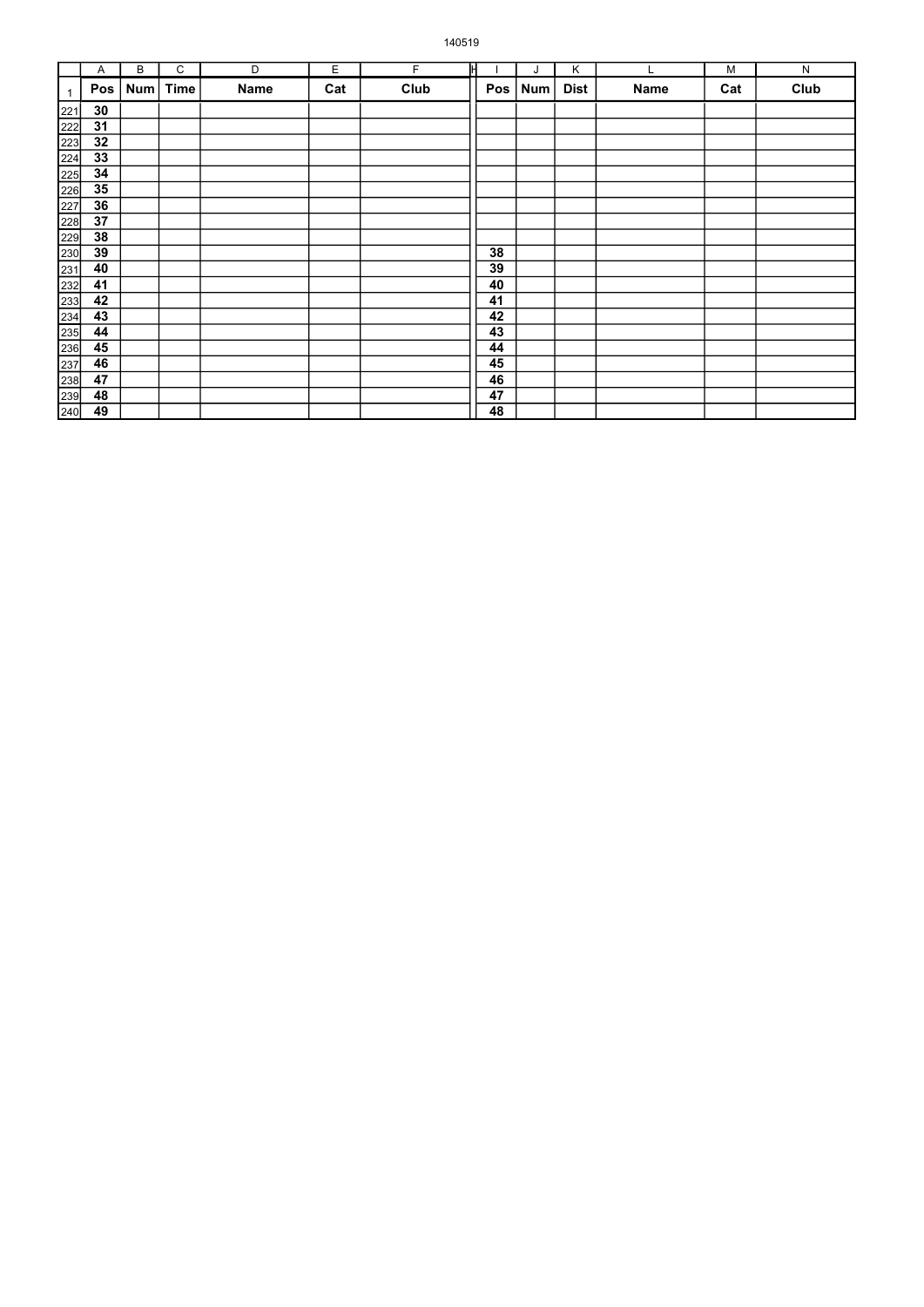140519

| | A | B | C | D | E | F | H | I | J | K | L | M | N |
|---|---|---|---|---|---|---|---|---|---|---|---|---|---|
| 1 | Pos | Num | Time | Name | Cat | Club | | Pos | Num | Dist | Name | Cat | Club |
| 221 | 30 | | | | | | | | | | | | |
| 222 | 31 | | | | | | | | | | | | |
| 223 | 32 | | | | | | | | | | | | |
| 224 | 33 | | | | | | | | | | | | |
| 225 | 34 | | | | | | | | | | | | |
| 226 | 35 | | | | | | | | | | | | |
| 227 | 36 | | | | | | | | | | | | |
| 228 | 37 | | | | | | | | | | | | |
| 229 | 38 | | | | | | | | | | | | |
| 230 | 39 | | | | | | | 38 | | | | | |
| 231 | 40 | | | | | | | 39 | | | | | |
| 232 | 41 | | | | | | | 40 | | | | | |
| 233 | 42 | | | | | | | 41 | | | | | |
| 234 | 43 | | | | | | | 42 | | | | | |
| 235 | 44 | | | | | | | 43 | | | | | |
| 236 | 45 | | | | | | | 44 | | | | | |
| 237 | 46 | | | | | | | 45 | | | | | |
| 238 | 47 | | | | | | | 46 | | | | | |
| 239 | 48 | | | | | | | 47 | | | | | |
| 240 | 49 | | | | | | | 48 | | | | | |